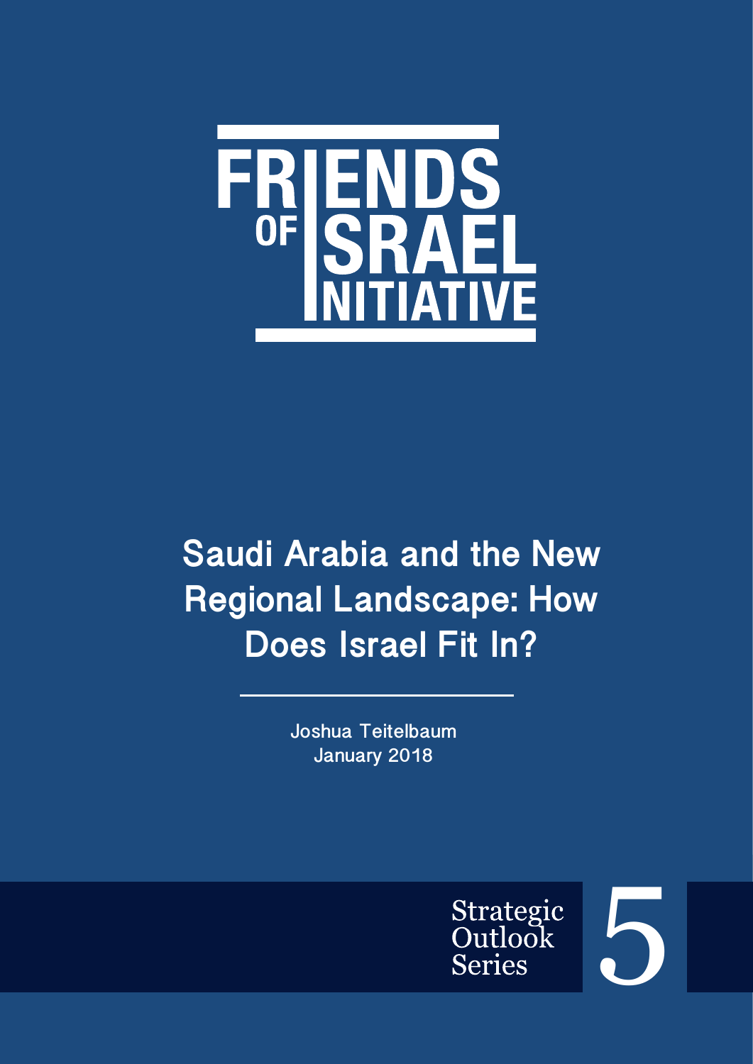# FRIENDS OF ISRAEL INITIATIVE

## Saudi Arabia and the New Regional Landscape: How Does Israel Fit In?

Joshua Teitelbaum
January 2018

Strategic Outlook Series 5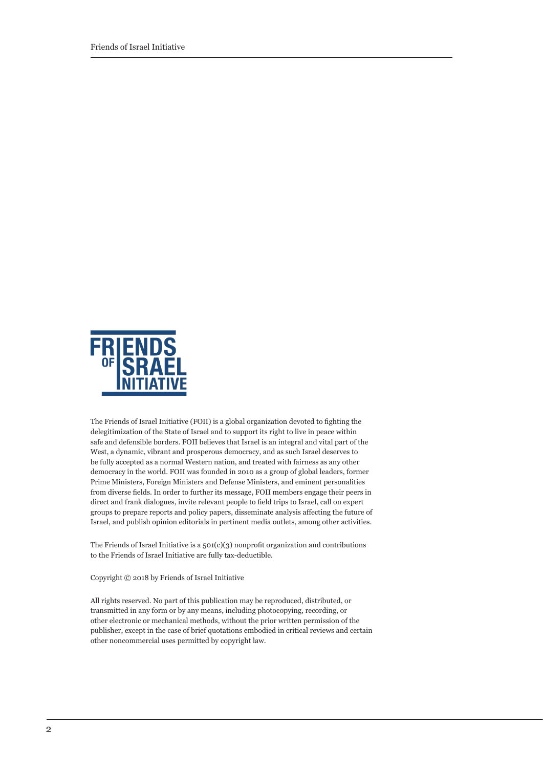The Friends of Israel Initiative (FOII) is a global organization devoted to fighting the delegitimization of the State of Israel and to support its right to live in peace within safe and defensible borders. FOII believes that Israel is an integral and vital part of the West, a dynamic, vibrant and prosperous democracy, and as such Israel deserves to be fully accepted as a normal Western nation, and treated with fairness as any other democracy in the world. FOII was founded in 2010 as a group of global leaders, former Prime Ministers, Foreign Ministers and Defense Ministers, and eminent personalities from diverse fields. In order to further its message, FOII members engage their peers in direct and frank dialogues, invite relevant people to field trips to Israel, call on expert groups to prepare reports and policy papers, disseminate analysis affecting the future of Israel, and publish opinion editorials in pertinent media outlets, among other activities.

The Friends of Israel Initiative is a 501(c)(3) nonprofit organization and contributions to the Friends of Israel Initiative are fully tax-deductible.

Copyright © 2018 by Friends of Israel Initiative

All rights reserved. No part of this publication may be reproduced, distributed, or transmitted in any form or by any means, including photocopying, recording, or other electronic or mechanical methods, without the prior written permission of the publisher, except in the case of brief quotations embodied in critical reviews and certain other noncommercial uses permitted by copyright law.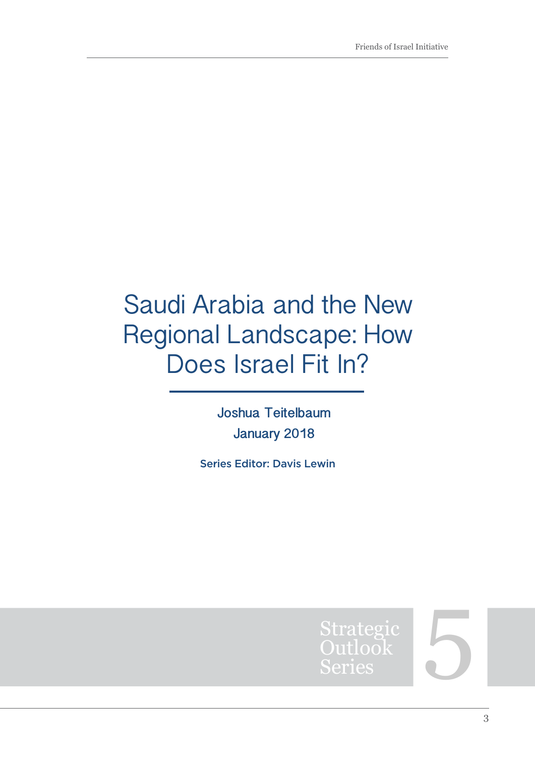# Saudi Arabia and the New Regional Landscape: How Does Israel Fit In?

Joshua Teitelbaum

January 2018

Series Editor: Davis Lewin

Strategic Outlook Series 5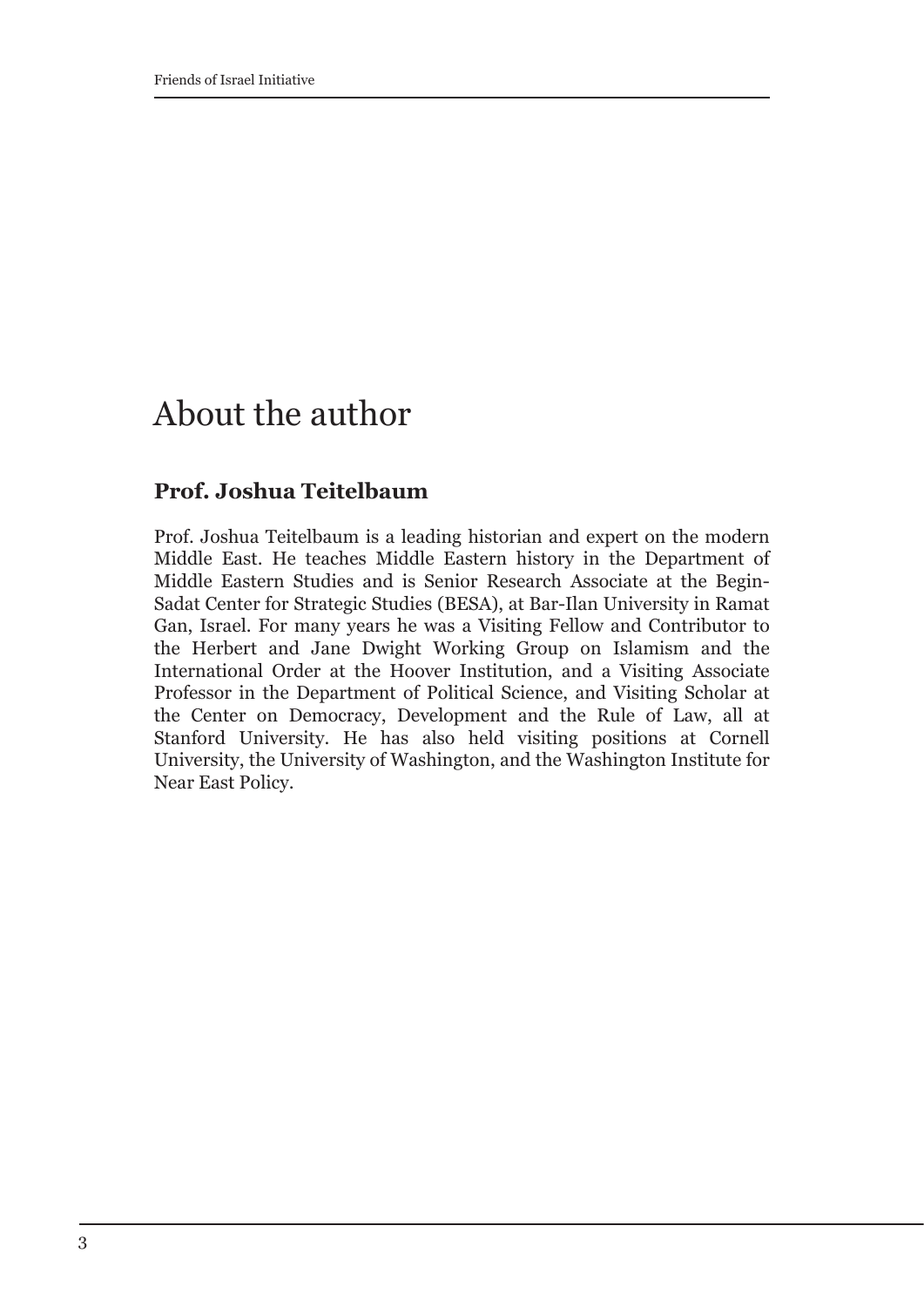# About the author

### Prof. Joshua Teitelbaum

Prof. Joshua Teitelbaum is a leading historian and expert on the modern Middle East. He teaches Middle Eastern history in the Department of Middle Eastern Studies and is Senior Research Associate at the Begin-Sadat Center for Strategic Studies (BESA), at Bar-Ilan University in Ramat Gan, Israel. For many years he was a Visiting Fellow and Contributor to the Herbert and Jane Dwight Working Group on Islamism and the International Order at the Hoover Institution, and a Visiting Associate Professor in the Department of Political Science, and Visiting Scholar at the Center on Democracy, Development and the Rule of Law, all at Stanford University. He has also held visiting positions at Cornell University, the University of Washington, and the Washington Institute for Near East Policy.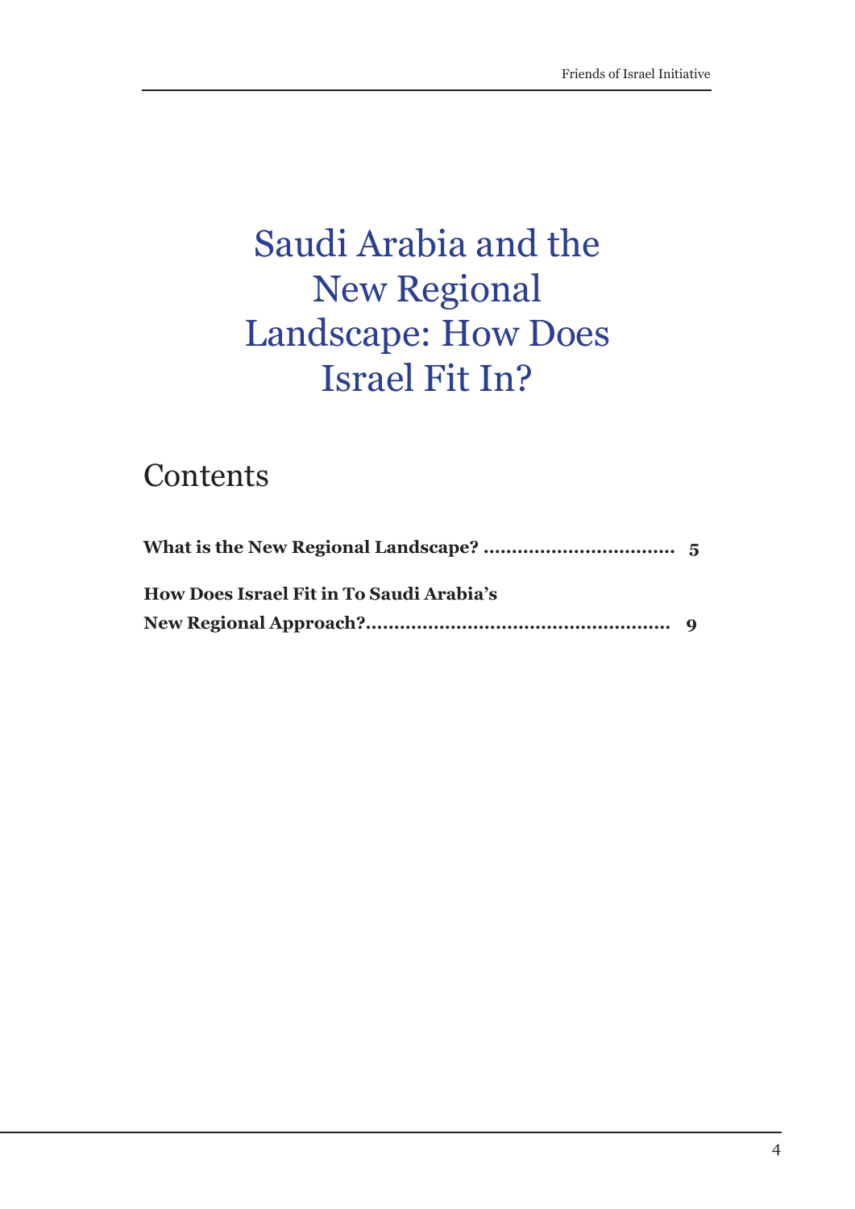# Saudi Arabia and the New Regional Landscape: How Does Israel Fit In?

## Contents

**What is the New Regional Landscape? .................................. 5**

**How Does Israel Fit in To Saudi Arabia's New Regional Approach?..................................................... 9**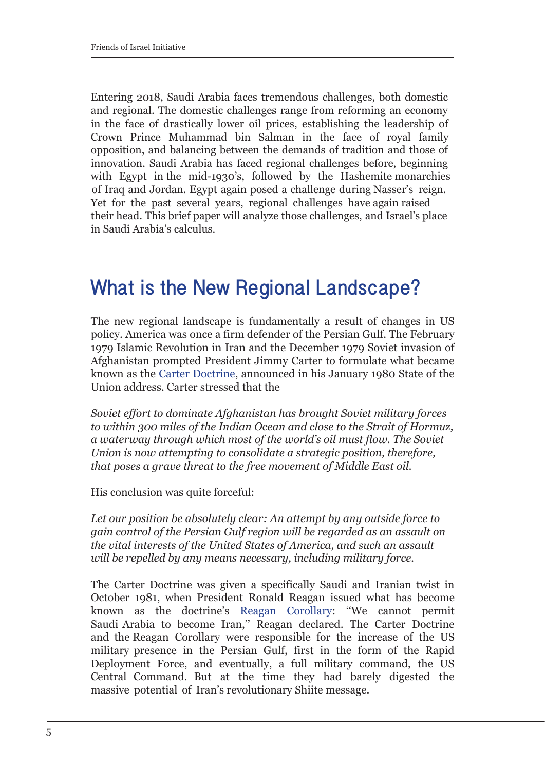Entering 2018, Saudi Arabia faces tremendous challenges, both domestic and regional. The domestic challenges range from reforming an economy in the face of drastically lower oil prices, establishing the leadership of Crown Prince Muhammad bin Salman in the face of royal family opposition, and balancing between the demands of tradition and those of innovation. Saudi Arabia has faced regional challenges before, beginning with Egypt in the mid-1930's, followed by the Hashemite monarchies of Iraq and Jordan. Egypt again posed a challenge during Nasser's reign. Yet for the past several years, regional challenges have again raised their head. This brief paper will analyze those challenges, and Israel's place in Saudi Arabia's calculus.

## What is the New Regional Landscape?

The new regional landscape is fundamentally a result of changes in US policy. America was once a firm defender of the Persian Gulf. The February 1979 Islamic Revolution in Iran and the December 1979 Soviet invasion of Afghanistan prompted President Jimmy Carter to formulate what became known as the Carter Doctrine, announced in his January 1980 State of the Union address. Carter stressed that the

*Soviet effort to dominate Afghanistan has brought Soviet military forces to within 300 miles of the Indian Ocean and close to the Strait of Hormuz, a waterway through which most of the world's oil must flow. The Soviet Union is now attempting to consolidate a strategic position, therefore, that poses a grave threat to the free movement of Middle East oil.*

His conclusion was quite forceful:

*Let our position be absolutely clear: An attempt by any outside force to gain control of the Persian Gulf region will be regarded as an assault on the vital interests of the United States of America, and such an assault will be repelled by any means necessary, including military force.*

The Carter Doctrine was given a specifically Saudi and Iranian twist in October 1981, when President Ronald Reagan issued what has become known as the doctrine's Reagan Corollary: "We cannot permit Saudi Arabia to become Iran," Reagan declared. The Carter Doctrine and the Reagan Corollary were responsible for the increase of the US military presence in the Persian Gulf, first in the form of the Rapid Deployment Force, and eventually, a full military command, the US Central Command. But at the time they had barely digested the massive potential of Iran's revolutionary Shiite message.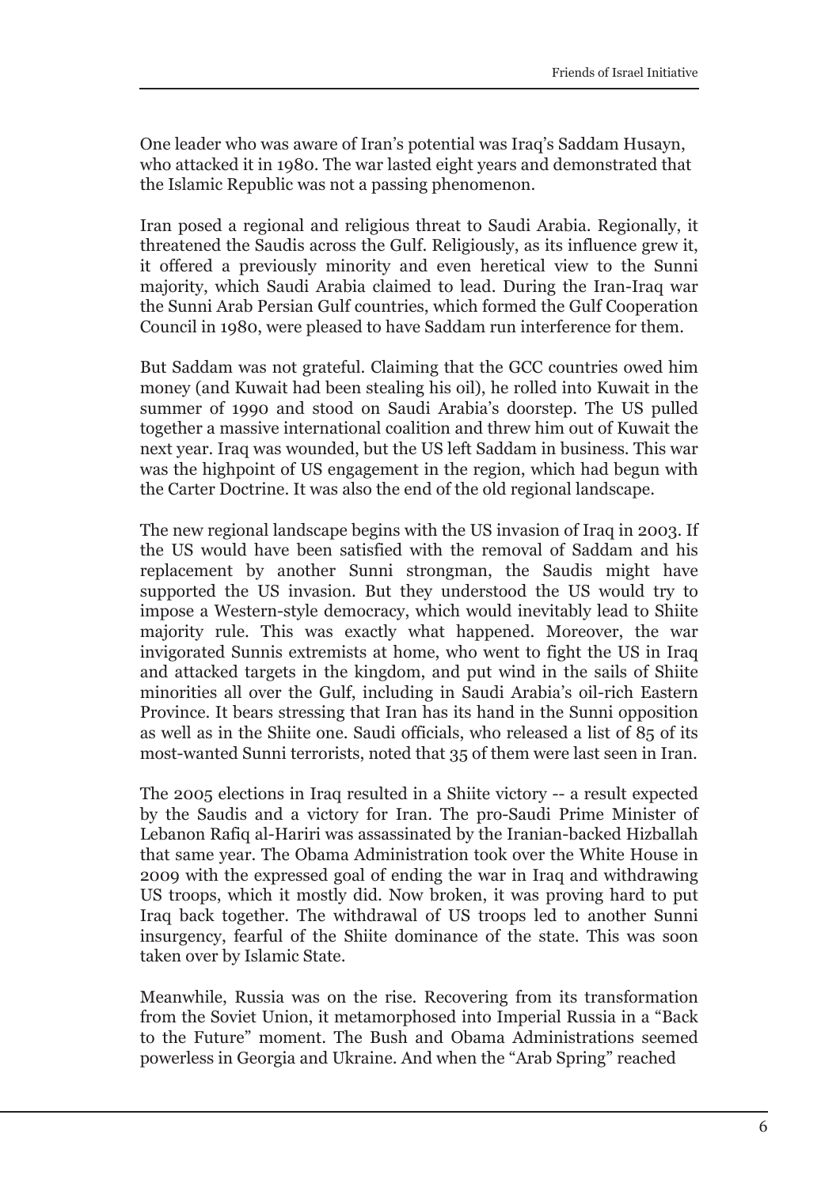One leader who was aware of Iran's potential was Iraq's Saddam Husayn, who attacked it in 1980. The war lasted eight years and demonstrated that the Islamic Republic was not a passing phenomenon.

Iran posed a regional and religious threat to Saudi Arabia. Regionally, it threatened the Saudis across the Gulf. Religiously, as its influence grew it, it offered a previously minority and even heretical view to the Sunni majority, which Saudi Arabia claimed to lead. During the Iran-Iraq war the Sunni Arab Persian Gulf countries, which formed the Gulf Cooperation Council in 1980, were pleased to have Saddam run interference for them.

But Saddam was not grateful. Claiming that the GCC countries owed him money (and Kuwait had been stealing his oil), he rolled into Kuwait in the summer of 1990 and stood on Saudi Arabia's doorstep. The US pulled together a massive international coalition and threw him out of Kuwait the next year. Iraq was wounded, but the US left Saddam in business. This war was the highpoint of US engagement in the region, which had begun with the Carter Doctrine. It was also the end of the old regional landscape.

The new regional landscape begins with the US invasion of Iraq in 2003. If the US would have been satisfied with the removal of Saddam and his replacement by another Sunni strongman, the Saudis might have supported the US invasion. But they understood the US would try to impose a Western-style democracy, which would inevitably lead to Shiite majority rule. This was exactly what happened. Moreover, the war invigorated Sunnis extremists at home, who went to fight the US in Iraq and attacked targets in the kingdom, and put wind in the sails of Shiite minorities all over the Gulf, including in Saudi Arabia's oil-rich Eastern Province. It bears stressing that Iran has its hand in the Sunni opposition as well as in the Shiite one. Saudi officials, who released a list of 85 of its most-wanted Sunni terrorists, noted that 35 of them were last seen in Iran.

The 2005 elections in Iraq resulted in a Shiite victory -- a result expected by the Saudis and a victory for Iran. The pro-Saudi Prime Minister of Lebanon Rafiq al-Hariri was assassinated by the Iranian-backed Hizballah that same year. The Obama Administration took over the White House in 2009 with the expressed goal of ending the war in Iraq and withdrawing US troops, which it mostly did. Now broken, it was proving hard to put Iraq back together. The withdrawal of US troops led to another Sunni insurgency, fearful of the Shiite dominance of the state. This was soon taken over by Islamic State.

Meanwhile, Russia was on the rise. Recovering from its transformation from the Soviet Union, it metamorphosed into Imperial Russia in a "Back to the Future" moment. The Bush and Obama Administrations seemed powerless in Georgia and Ukraine. And when the "Arab Spring" reached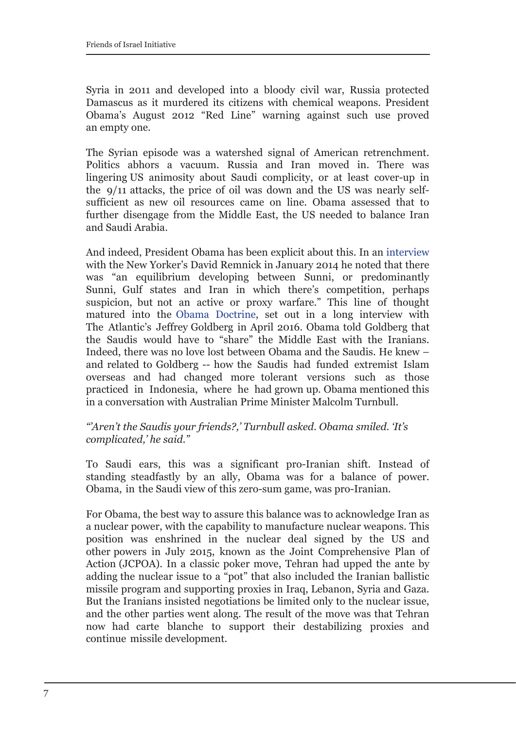Syria in 2011 and developed into a bloody civil war, Russia protected Damascus as it murdered its citizens with chemical weapons. President Obama's August 2012 "Red Line" warning against such use proved an empty one.

The Syrian episode was a watershed signal of American retrenchment. Politics abhors a vacuum. Russia and Iran moved in. There was lingering US animosity about Saudi complicity, or at least cover-up in the 9/11 attacks, the price of oil was down and the US was nearly self-sufficient as new oil resources came on line. Obama assessed that to further disengage from the Middle East, the US needed to balance Iran and Saudi Arabia.

And indeed, President Obama has been explicit about this. In an interview with the New Yorker's David Remnick in January 2014 he noted that there was "an equilibrium developing between Sunni, or predominantly Sunni, Gulf states and Iran in which there's competition, perhaps suspicion, but not an active or proxy warfare." This line of thought matured into the Obama Doctrine, set out in a long interview with The Atlantic's Jeffrey Goldberg in April 2016. Obama told Goldberg that the Saudis would have to "share" the Middle East with the Iranians. Indeed, there was no love lost between Obama and the Saudis. He knew – and related to Goldberg -- how the Saudis had funded extremist Islam overseas and had changed more tolerant versions such as those practiced in Indonesia, where he had grown up. Obama mentioned this in a conversation with Australian Prime Minister Malcolm Turnbull.

*"'Aren't the Saudis your friends?,' Turnbull asked. Obama smiled. 'It's complicated,' he said."*

To Saudi ears, this was a significant pro-Iranian shift. Instead of standing steadfastly by an ally, Obama was for a balance of power. Obama, in the Saudi view of this zero-sum game, was pro-Iranian.

For Obama, the best way to assure this balance was to acknowledge Iran as a nuclear power, with the capability to manufacture nuclear weapons. This position was enshrined in the nuclear deal signed by the US and other powers in July 2015, known as the Joint Comprehensive Plan of Action (JCPOA). In a classic poker move, Tehran had upped the ante by adding the nuclear issue to a "pot" that also included the Iranian ballistic missile program and supporting proxies in Iraq, Lebanon, Syria and Gaza. But the Iranians insisted negotiations be limited only to the nuclear issue, and the other parties went along. The result of the move was that Tehran now had carte blanche to support their destabilizing proxies and continue missile development.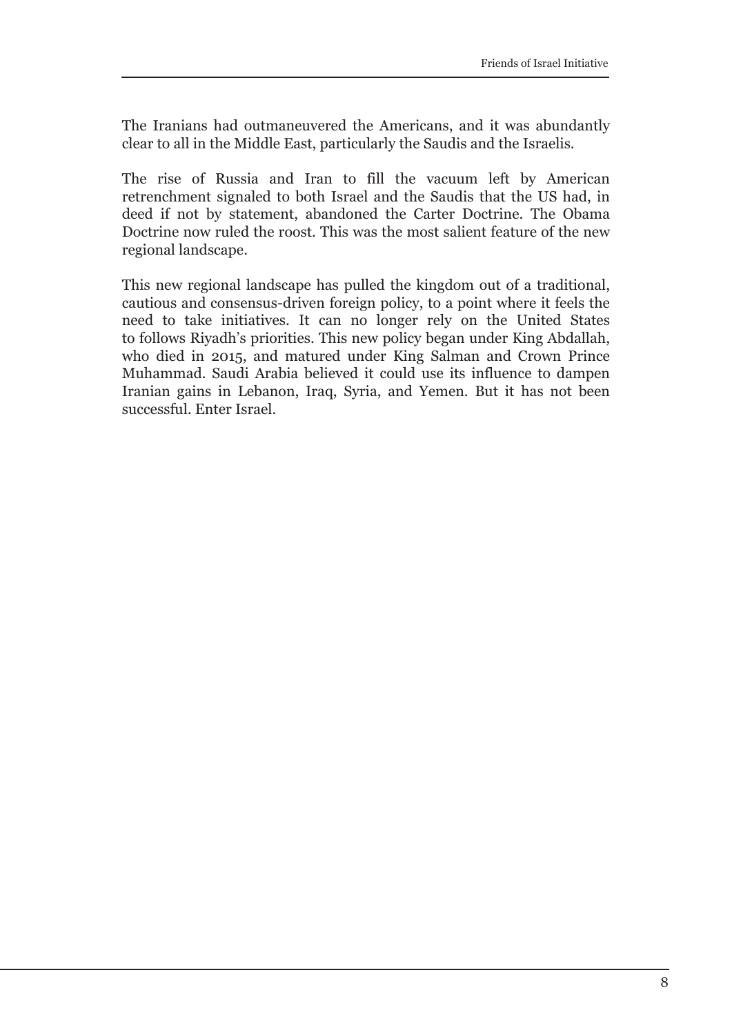The Iranians had outmaneuvered the Americans, and it was abundantly clear to all in the Middle East, particularly the Saudis and the Israelis.

The rise of Russia and Iran to fill the vacuum left by American retrenchment signaled to both Israel and the Saudis that the US had, in deed if not by statement, abandoned the Carter Doctrine. The Obama Doctrine now ruled the roost. This was the most salient feature of the new regional landscape.

This new regional landscape has pulled the kingdom out of a traditional, cautious and consensus-driven foreign policy, to a point where it feels the need to take initiatives. It can no longer rely on the United States to follows Riyadh's priorities. This new policy began under King Abdallah, who died in 2015, and matured under King Salman and Crown Prince Muhammad. Saudi Arabia believed it could use its influence to dampen Iranian gains in Lebanon, Iraq, Syria, and Yemen. But it has not been successful. Enter Israel.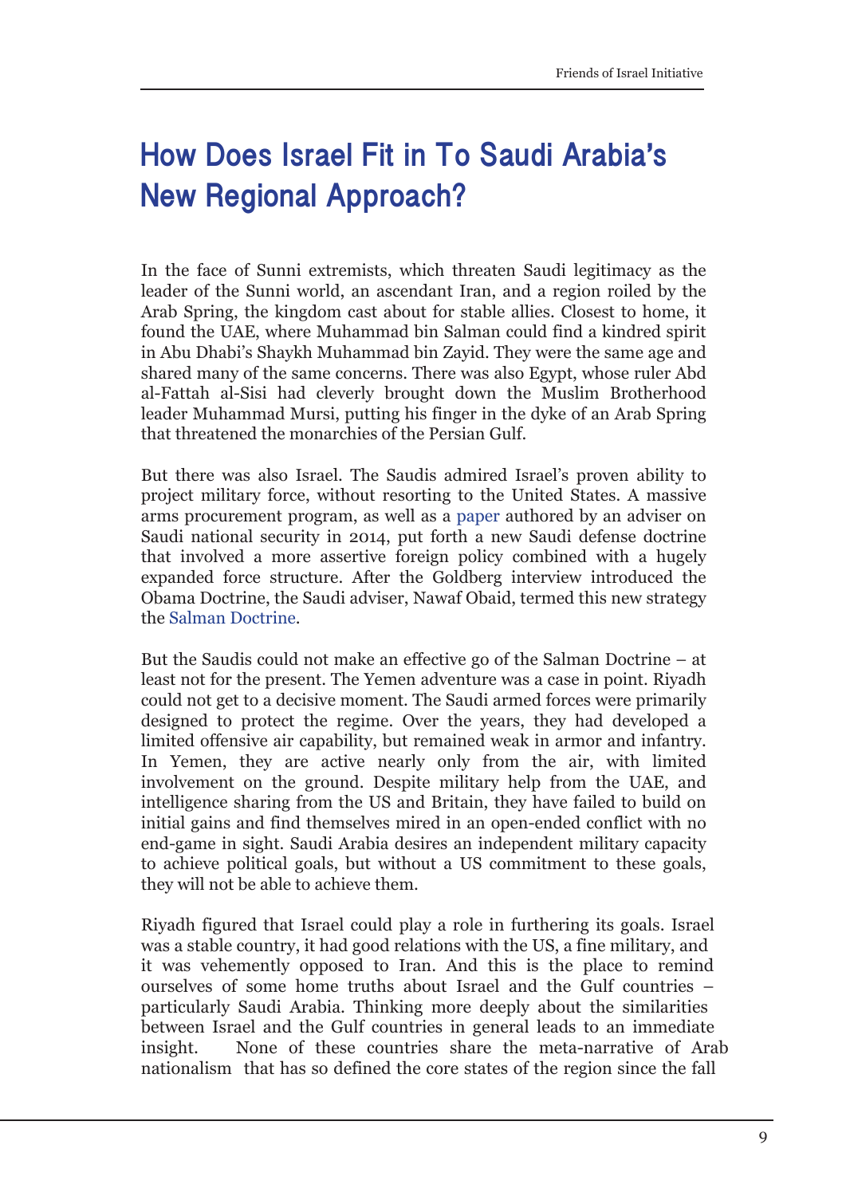# How Does Israel Fit in To Saudi Arabia's New Regional Approach?

In the face of Sunni extremists, which threaten Saudi legitimacy as the leader of the Sunni world, an ascendant Iran, and a region roiled by the Arab Spring, the kingdom cast about for stable allies. Closest to home, it found the UAE, where Muhammad bin Salman could find a kindred spirit in Abu Dhabi's Shaykh Muhammad bin Zayid. They were the same age and shared many of the same concerns. There was also Egypt, whose ruler Abd al-Fattah al-Sisi had cleverly brought down the Muslim Brotherhood leader Muhammad Mursi, putting his finger in the dyke of an Arab Spring that threatened the monarchies of the Persian Gulf.

But there was also Israel. The Saudis admired Israel's proven ability to project military force, without resorting to the United States. A massive arms procurement program, as well as a paper authored by an adviser on Saudi national security in 2014, put forth a new Saudi defense doctrine that involved a more assertive foreign policy combined with a hugely expanded force structure. After the Goldberg interview introduced the Obama Doctrine, the Saudi adviser, Nawaf Obaid, termed this new strategy the Salman Doctrine.

But the Saudis could not make an effective go of the Salman Doctrine – at least not for the present. The Yemen adventure was a case in point. Riyadh could not get to a decisive moment. The Saudi armed forces were primarily designed to protect the regime. Over the years, they had developed a limited offensive air capability, but remained weak in armor and infantry. In Yemen, they are active nearly only from the air, with limited involvement on the ground. Despite military help from the UAE, and intelligence sharing from the US and Britain, they have failed to build on initial gains and find themselves mired in an open-ended conflict with no end-game in sight. Saudi Arabia desires an independent military capacity to achieve political goals, but without a US commitment to these goals, they will not be able to achieve them.

Riyadh figured that Israel could play a role in furthering its goals. Israel was a stable country, it had good relations with the US, a fine military, and it was vehemently opposed to Iran. And this is the place to remind ourselves of some home truths about Israel and the Gulf countries – particularly Saudi Arabia. Thinking more deeply about the similarities between Israel and the Gulf countries in general leads to an immediate insight. None of these countries share the meta-narrative of Arab nationalism that has so defined the core states of the region since the fall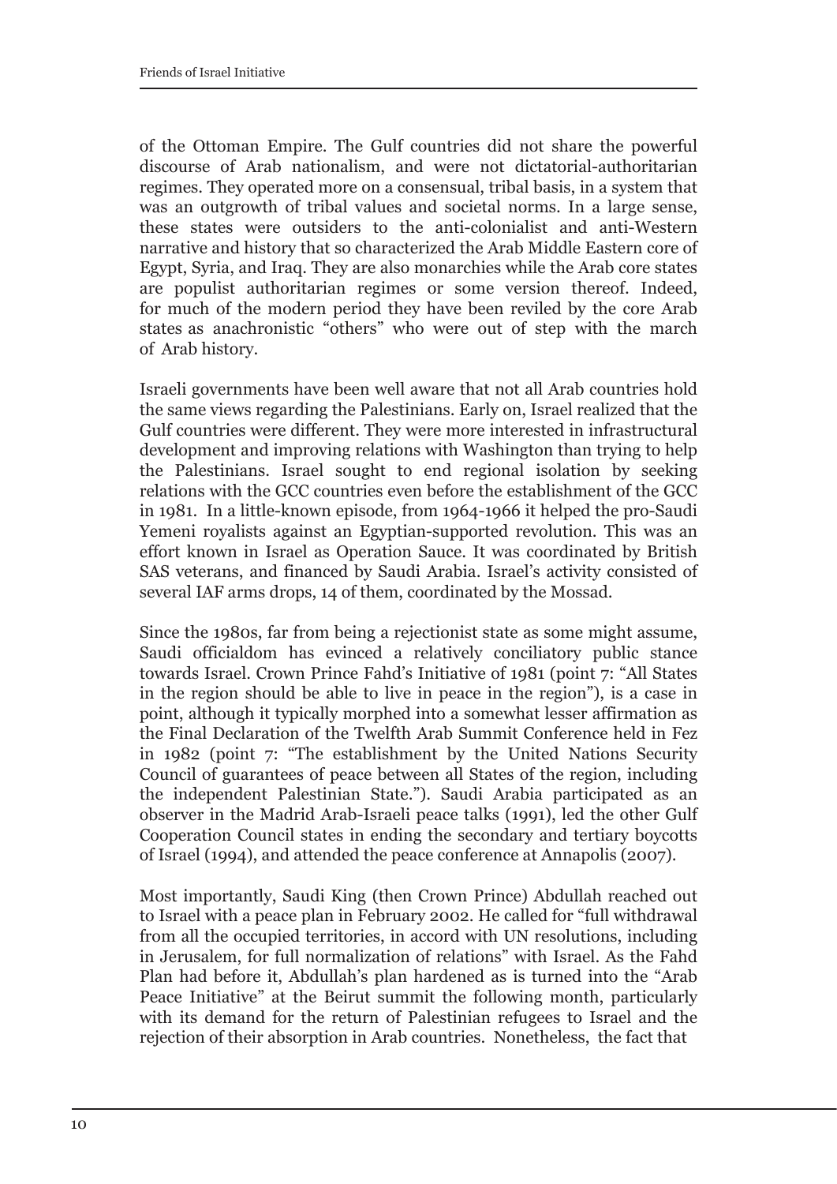of the Ottoman Empire. The Gulf countries did not share the powerful discourse of Arab nationalism, and were not dictatorial-authoritarian regimes. They operated more on a consensual, tribal basis, in a system that was an outgrowth of tribal values and societal norms. In a large sense, these states were outsiders to the anti-colonialist and anti-Western narrative and history that so characterized the Arab Middle Eastern core of Egypt, Syria, and Iraq. They are also monarchies while the Arab core states are populist authoritarian regimes or some version thereof. Indeed, for much of the modern period they have been reviled by the core Arab states as anachronistic "others" who were out of step with the march of Arab history.

Israeli governments have been well aware that not all Arab countries hold the same views regarding the Palestinians. Early on, Israel realized that the Gulf countries were different. They were more interested in infrastructural development and improving relations with Washington than trying to help the Palestinians. Israel sought to end regional isolation by seeking relations with the GCC countries even before the establishment of the GCC in 1981. In a little-known episode, from 1964-1966 it helped the pro-Saudi Yemeni royalists against an Egyptian-supported revolution. This was an effort known in Israel as Operation Sauce. It was coordinated by British SAS veterans, and financed by Saudi Arabia. Israel's activity consisted of several IAF arms drops, 14 of them, coordinated by the Mossad.

Since the 1980s, far from being a rejectionist state as some might assume, Saudi officialdom has evinced a relatively conciliatory public stance towards Israel. Crown Prince Fahd's Initiative of 1981 (point 7: "All States in the region should be able to live in peace in the region"), is a case in point, although it typically morphed into a somewhat lesser affirmation as the Final Declaration of the Twelfth Arab Summit Conference held in Fez in 1982 (point 7: "The establishment by the United Nations Security Council of guarantees of peace between all States of the region, including the independent Palestinian State."). Saudi Arabia participated as an observer in the Madrid Arab-Israeli peace talks (1991), led the other Gulf Cooperation Council states in ending the secondary and tertiary boycotts of Israel (1994), and attended the peace conference at Annapolis (2007).

Most importantly, Saudi King (then Crown Prince) Abdullah reached out to Israel with a peace plan in February 2002. He called for "full withdrawal from all the occupied territories, in accord with UN resolutions, including in Jerusalem, for full normalization of relations" with Israel. As the Fahd Plan had before it, Abdullah's plan hardened as is turned into the "Arab Peace Initiative" at the Beirut summit the following month, particularly with its demand for the return of Palestinian refugees to Israel and the rejection of their absorption in Arab countries. Nonetheless, the fact that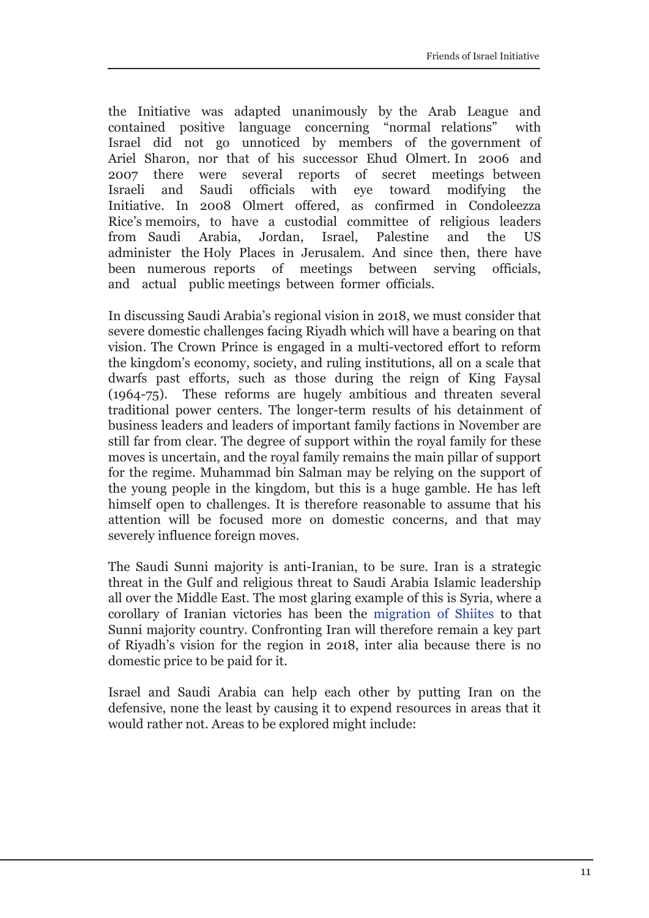the Initiative was adapted unanimously by the Arab League and contained positive language concerning "normal relations" with Israel did not go unnoticed by members of the government of Ariel Sharon, nor that of his successor Ehud Olmert. In 2006 and 2007 there were several reports of secret meetings between Israeli and Saudi officials with eye toward modifying the Initiative. In 2008 Olmert offered, as confirmed in Condoleezza Rice's memoirs, to have a custodial committee of religious leaders from Saudi Arabia, Jordan, Israel, Palestine and the US administer the Holy Places in Jerusalem. And since then, there have been numerous reports of meetings between serving officials, and actual public meetings between former officials.

In discussing Saudi Arabia's regional vision in 2018, we must consider that severe domestic challenges facing Riyadh which will have a bearing on that vision. The Crown Prince is engaged in a multi-vectored effort to reform the kingdom's economy, society, and ruling institutions, all on a scale that dwarfs past efforts, such as those during the reign of King Faysal (1964-75). These reforms are hugely ambitious and threaten several traditional power centers. The longer-term results of his detainment of business leaders and leaders of important family factions in November are still far from clear. The degree of support within the royal family for these moves is uncertain, and the royal family remains the main pillar of support for the regime. Muhammad bin Salman may be relying on the support of the young people in the kingdom, but this is a huge gamble. He has left himself open to challenges. It is therefore reasonable to assume that his attention will be focused more on domestic concerns, and that may severely influence foreign moves.

The Saudi Sunni majority is anti-Iranian, to be sure. Iran is a strategic threat in the Gulf and religious threat to Saudi Arabia Islamic leadership all over the Middle East. The most glaring example of this is Syria, where a corollary of Iranian victories has been the migration of Shiites to that Sunni majority country. Confronting Iran will therefore remain a key part of Riyadh's vision for the region in 2018, inter alia because there is no domestic price to be paid for it.

Israel and Saudi Arabia can help each other by putting Iran on the defensive, none the least by causing it to expend resources in areas that it would rather not. Areas to be explored might include: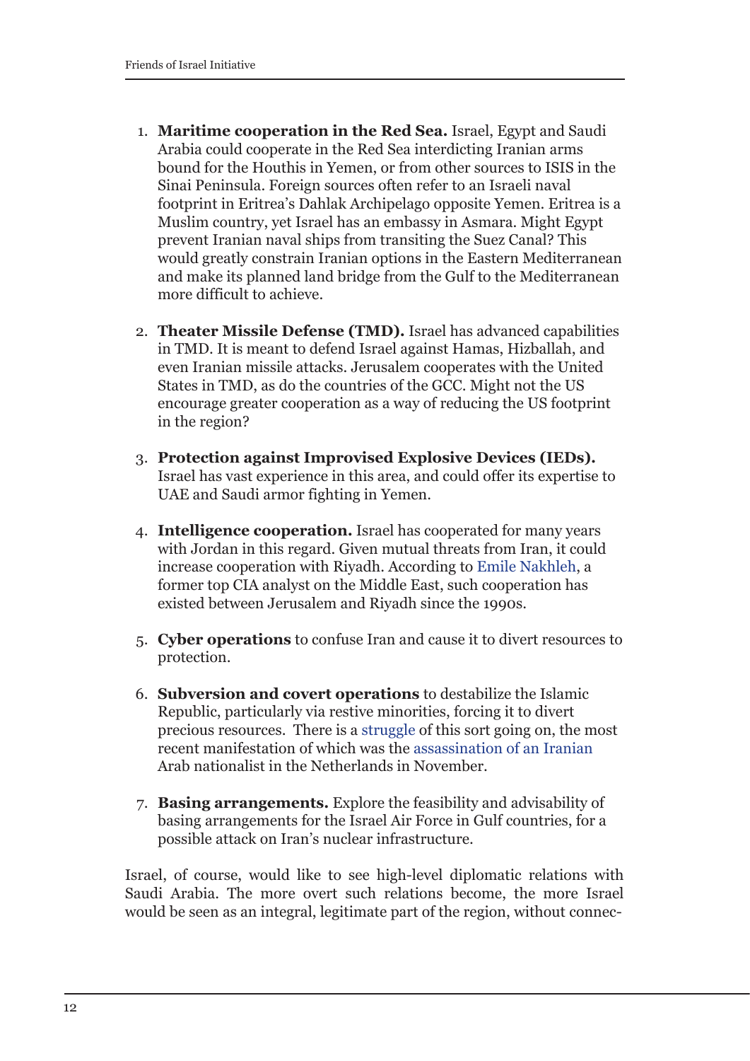1. **Maritime cooperation in the Red Sea.** Israel, Egypt and Saudi Arabia could cooperate in the Red Sea interdicting Iranian arms bound for the Houthis in Yemen, or from other sources to ISIS in the Sinai Peninsula. Foreign sources often refer to an Israeli naval footprint in Eritrea's Dahlak Archipelago opposite Yemen. Eritrea is a Muslim country, yet Israel has an embassy in Asmara. Might Egypt prevent Iranian naval ships from transiting the Suez Canal? This would greatly constrain Iranian options in the Eastern Mediterranean and make its planned land bridge from the Gulf to the Mediterranean more difficult to achieve.

2. **Theater Missile Defense (TMD).** Israel has advanced capabilities in TMD. It is meant to defend Israel against Hamas, Hizballah, and even Iranian missile attacks. Jerusalem cooperates with the United States in TMD, as do the countries of the GCC. Might not the US encourage greater cooperation as a way of reducing the US footprint in the region?

3. **Protection against Improvised Explosive Devices (IEDs).** Israel has vast experience in this area, and could offer its expertise to UAE and Saudi armor fighting in Yemen.

4. **Intelligence cooperation.** Israel has cooperated for many years with Jordan in this regard. Given mutual threats from Iran, it could increase cooperation with Riyadh. According to Emile Nakhleh, a former top CIA analyst on the Middle East, such cooperation has existed between Jerusalem and Riyadh since the 1990s.

5. **Cyber operations** to confuse Iran and cause it to divert resources to protection.

6. **Subversion and covert operations** to destabilize the Islamic Republic, particularly via restive minorities, forcing it to divert precious resources. There is a struggle of this sort going on, the most recent manifestation of which was the assassination of an Iranian Arab nationalist in the Netherlands in November.

7. **Basing arrangements.** Explore the feasibility and advisability of basing arrangements for the Israel Air Force in Gulf countries, for a possible attack on Iran's nuclear infrastructure.

Israel, of course, would like to see high-level diplomatic relations with Saudi Arabia. The more overt such relations become, the more Israel would be seen as an integral, legitimate part of the region, without connec-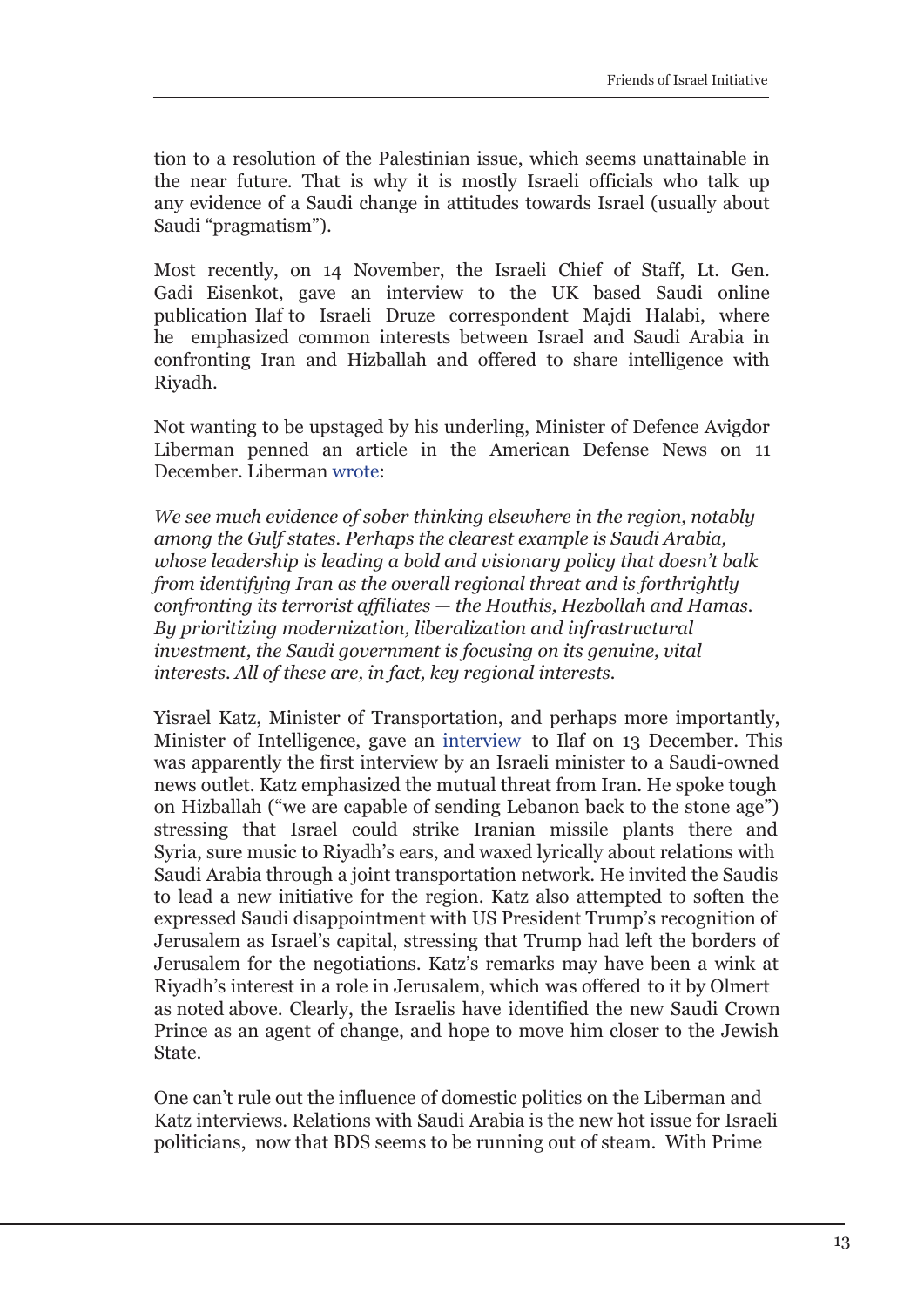tion to a resolution of the Palestinian issue, which seems unattainable in the near future. That is why it is mostly Israeli officials who talk up any evidence of a Saudi change in attitudes towards Israel (usually about Saudi "pragmatism").

Most recently, on 14 November, the Israeli Chief of Staff, Lt. Gen. Gadi Eisenkot, gave an interview to the UK based Saudi online publication Ilaf to Israeli Druze correspondent Majdi Halabi, where he emphasized common interests between Israel and Saudi Arabia in confronting Iran and Hizballah and offered to share intelligence with Riyadh.

Not wanting to be upstaged by his underling, Minister of Defence Avigdor Liberman penned an article in the American Defense News on 11 December. Liberman wrote:

*We see much evidence of sober thinking elsewhere in the region, notably among the Gulf states. Perhaps the clearest example is Saudi Arabia, whose leadership is leading a bold and visionary policy that doesn't balk from identifying Iran as the overall regional threat and is forthrightly confronting its terrorist affiliates — the Houthis, Hezbollah and Hamas. By prioritizing modernization, liberalization and infrastructural investment, the Saudi government is focusing on its genuine, vital interests. All of these are, in fact, key regional interests.*

Yisrael Katz, Minister of Transportation, and perhaps more importantly, Minister of Intelligence, gave an interview to Ilaf on 13 December. This was apparently the first interview by an Israeli minister to a Saudi-owned news outlet. Katz emphasized the mutual threat from Iran. He spoke tough on Hizballah ("we are capable of sending Lebanon back to the stone age") stressing that Israel could strike Iranian missile plants there and Syria, sure music to Riyadh's ears, and waxed lyrically about relations with Saudi Arabia through a joint transportation network. He invited the Saudis to lead a new initiative for the region. Katz also attempted to soften the expressed Saudi disappointment with US President Trump's recognition of Jerusalem as Israel's capital, stressing that Trump had left the borders of Jerusalem for the negotiations. Katz's remarks may have been a wink at Riyadh's interest in a role in Jerusalem, which was offered to it by Olmert as noted above. Clearly, the Israelis have identified the new Saudi Crown Prince as an agent of change, and hope to move him closer to the Jewish State.

One can't rule out the influence of domestic politics on the Liberman and Katz interviews. Relations with Saudi Arabia is the new hot issue for Israeli politicians, now that BDS seems to be running out of steam. With Prime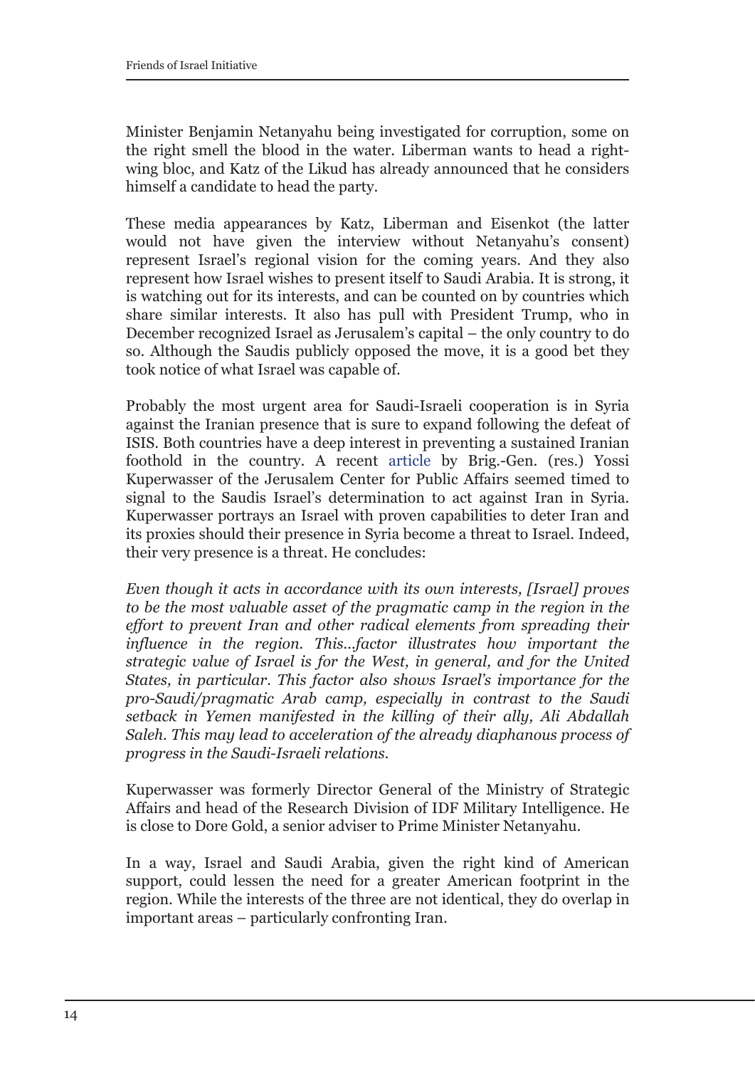Minister Benjamin Netanyahu being investigated for corruption, some on the right smell the blood in the water. Liberman wants to head a right-wing bloc, and Katz of the Likud has already announced that he considers himself a candidate to head the party.

These media appearances by Katz, Liberman and Eisenkot (the latter would not have given the interview without Netanyahu's consent) represent Israel's regional vision for the coming years. And they also represent how Israel wishes to present itself to Saudi Arabia. It is strong, it is watching out for its interests, and can be counted on by countries which share similar interests. It also has pull with President Trump, who in December recognized Israel as Jerusalem's capital – the only country to do so. Although the Saudis publicly opposed the move, it is a good bet they took notice of what Israel was capable of.

Probably the most urgent area for Saudi-Israeli cooperation is in Syria against the Iranian presence that is sure to expand following the defeat of ISIS. Both countries have a deep interest in preventing a sustained Iranian foothold in the country. A recent article by Brig.-Gen. (res.) Yossi Kuperwasser of the Jerusalem Center for Public Affairs seemed timed to signal to the Saudis Israel's determination to act against Iran in Syria. Kuperwasser portrays an Israel with proven capabilities to deter Iran and its proxies should their presence in Syria become a threat to Israel. Indeed, their very presence is a threat. He concludes:

*Even though it acts in accordance with its own interests, [Israel] proves to be the most valuable asset of the pragmatic camp in the region in the effort to prevent Iran and other radical elements from spreading their influence in the region. This...factor illustrates how important the strategic value of Israel is for the West, in general, and for the United States, in particular. This factor also shows Israel's importance for the pro-Saudi/pragmatic Arab camp, especially in contrast to the Saudi setback in Yemen manifested in the killing of their ally, Ali Abdallah Saleh. This may lead to acceleration of the already diaphanous process of progress in the Saudi-Israeli relations.*

Kuperwasser was formerly Director General of the Ministry of Strategic Affairs and head of the Research Division of IDF Military Intelligence. He is close to Dore Gold, a senior adviser to Prime Minister Netanyahu.

In a way, Israel and Saudi Arabia, given the right kind of American support, could lessen the need for a greater American footprint in the region. While the interests of the three are not identical, they do overlap in important areas – particularly confronting Iran.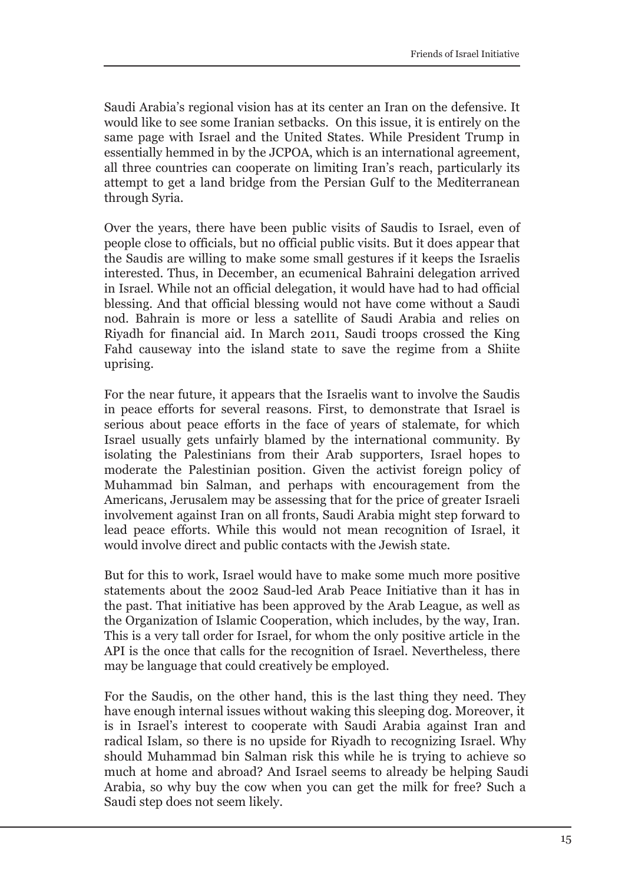Saudi Arabia's regional vision has at its center an Iran on the defensive. It would like to see some Iranian setbacks. On this issue, it is entirely on the same page with Israel and the United States. While President Trump in essentially hemmed in by the JCPOA, which is an international agreement, all three countries can cooperate on limiting Iran's reach, particularly its attempt to get a land bridge from the Persian Gulf to the Mediterranean through Syria.

Over the years, there have been public visits of Saudis to Israel, even of people close to officials, but no official public visits. But it does appear that the Saudis are willing to make some small gestures if it keeps the Israelis interested. Thus, in December, an ecumenical Bahraini delegation arrived in Israel. While not an official delegation, it would have had to had official blessing. And that official blessing would not have come without a Saudi nod. Bahrain is more or less a satellite of Saudi Arabia and relies on Riyadh for financial aid. In March 2011, Saudi troops crossed the King Fahd causeway into the island state to save the regime from a Shiite uprising.

For the near future, it appears that the Israelis want to involve the Saudis in peace efforts for several reasons. First, to demonstrate that Israel is serious about peace efforts in the face of years of stalemate, for which Israel usually gets unfairly blamed by the international community. By isolating the Palestinians from their Arab supporters, Israel hopes to moderate the Palestinian position. Given the activist foreign policy of Muhammad bin Salman, and perhaps with encouragement from the Americans, Jerusalem may be assessing that for the price of greater Israeli involvement against Iran on all fronts, Saudi Arabia might step forward to lead peace efforts. While this would not mean recognition of Israel, it would involve direct and public contacts with the Jewish state.

But for this to work, Israel would have to make some much more positive statements about the 2002 Saud-led Arab Peace Initiative than it has in the past. That initiative has been approved by the Arab League, as well as the Organization of Islamic Cooperation, which includes, by the way, Iran. This is a very tall order for Israel, for whom the only positive article in the API is the once that calls for the recognition of Israel. Nevertheless, there may be language that could creatively be employed.

For the Saudis, on the other hand, this is the last thing they need. They have enough internal issues without waking this sleeping dog. Moreover, it is in Israel's interest to cooperate with Saudi Arabia against Iran and radical Islam, so there is no upside for Riyadh to recognizing Israel. Why should Muhammad bin Salman risk this while he is trying to achieve so much at home and abroad? And Israel seems to already be helping Saudi Arabia, so why buy the cow when you can get the milk for free? Such a Saudi step does not seem likely.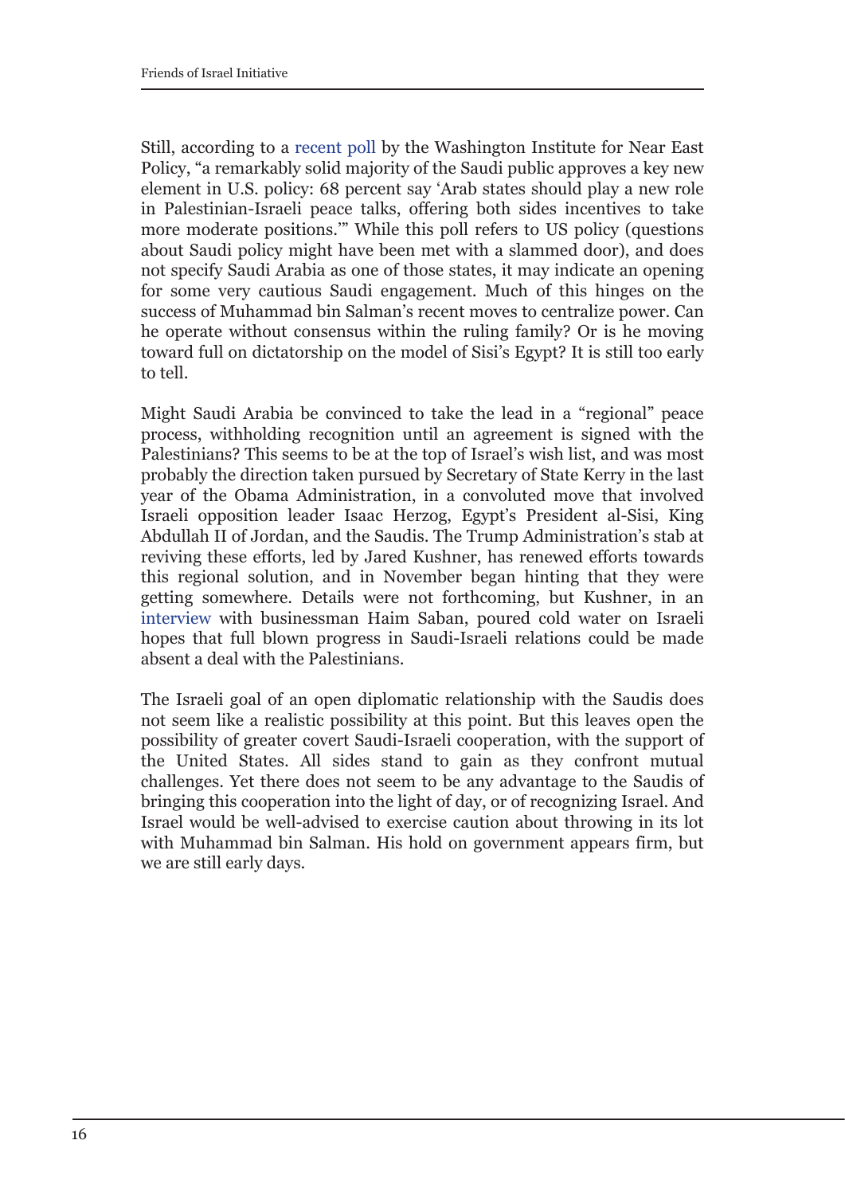Still, according to a recent poll by the Washington Institute for Near East Policy, "a remarkably solid majority of the Saudi public approves a key new element in U.S. policy: 68 percent say 'Arab states should play a new role in Palestinian-Israeli peace talks, offering both sides incentives to take more moderate positions.'" While this poll refers to US policy (questions about Saudi policy might have been met with a slammed door), and does not specify Saudi Arabia as one of those states, it may indicate an opening for some very cautious Saudi engagement. Much of this hinges on the success of Muhammad bin Salman's recent moves to centralize power. Can he operate without consensus within the ruling family? Or is he moving toward full on dictatorship on the model of Sisi's Egypt? It is still too early to tell.

Might Saudi Arabia be convinced to take the lead in a "regional" peace process, withholding recognition until an agreement is signed with the Palestinians? This seems to be at the top of Israel's wish list, and was most probably the direction taken pursued by Secretary of State Kerry in the last year of the Obama Administration, in a convoluted move that involved Israeli opposition leader Isaac Herzog, Egypt's President al-Sisi, King Abdullah II of Jordan, and the Saudis. The Trump Administration's stab at reviving these efforts, led by Jared Kushner, has renewed efforts towards this regional solution, and in November began hinting that they were getting somewhere. Details were not forthcoming, but Kushner, in an interview with businessman Haim Saban, poured cold water on Israeli hopes that full blown progress in Saudi-Israeli relations could be made absent a deal with the Palestinians.

The Israeli goal of an open diplomatic relationship with the Saudis does not seem like a realistic possibility at this point. But this leaves open the possibility of greater covert Saudi-Israeli cooperation, with the support of the United States. All sides stand to gain as they confront mutual challenges. Yet there does not seem to be any advantage to the Saudis of bringing this cooperation into the light of day, or of recognizing Israel. And Israel would be well-advised to exercise caution about throwing in its lot with Muhammad bin Salman. His hold on government appears firm, but we are still early days.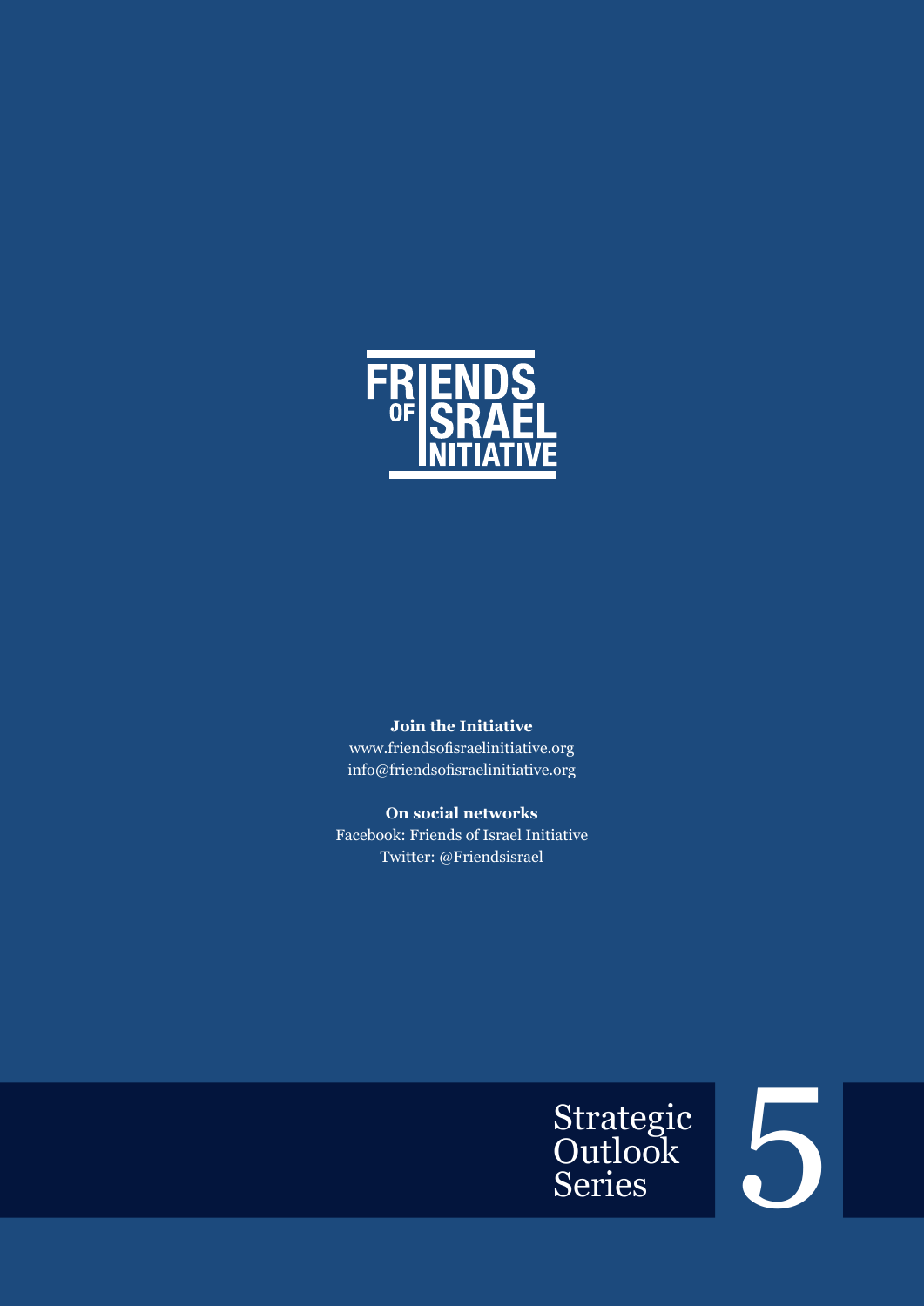FRIENDS OF ISRAEL INITIATIVE

**Join the Initiative**
www.friendsofisraelinitiative.org
info@friendsofisraelinitiative.org

**On social networks**
Facebook: Friends of Israel Initiative
Twitter: @Friendsisrael

Strategic Outlook Series 5